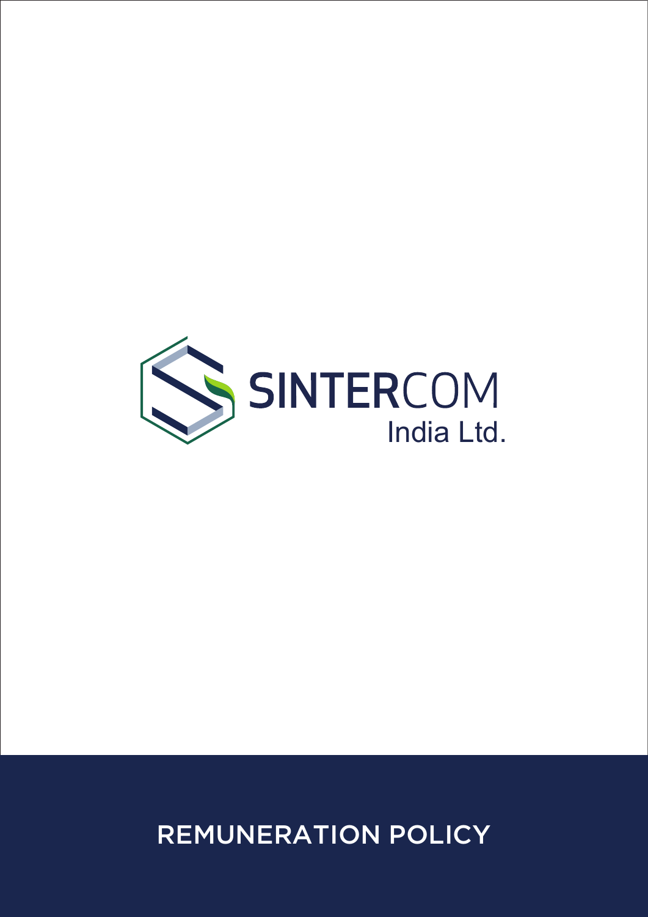SINTERCOM

India Ltd.

# REMUNERATION POLICY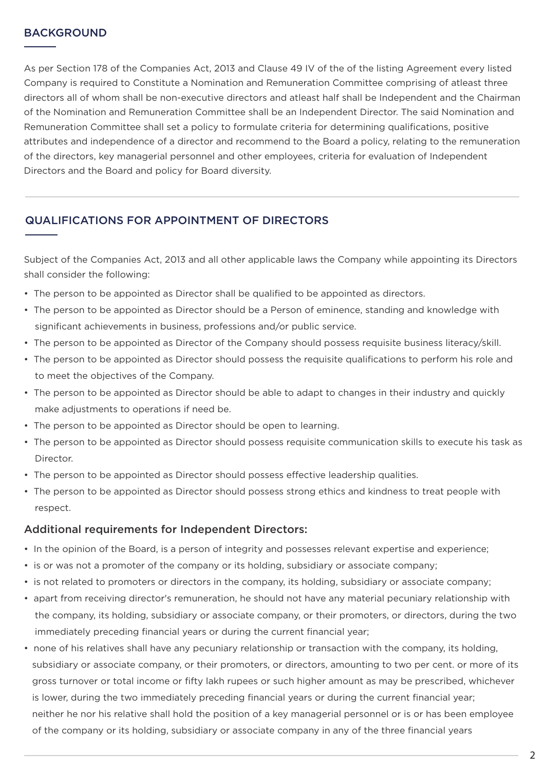## BACKGROUND

As per Section 178 of the Companies Act, 2013 and Clause 49 IV of the of the listing Agreement every listed Company is required to Constitute a Nomination and Remuneration Committee comprising of atleast three directors all of whom shall be non-executive directors and atleast half shall be Independent and the Chairman of the Nomination and Remuneration Committee shall be an Independent Director. The said Nomination and Remuneration Committee shall set a policy to formulate criteria for determining qualifications, positive attributes and independence of a director and recommend to the Board a policy, relating to the remuneration of the directors, key managerial personnel and other employees, criteria for evaluation of Independent Directors and the Board and policy for Board diversity.

## QUALIFICATIONS FOR APPOINTMENT OF DIRECTORS

Subject of the Companies Act, 2013 and all other applicable laws the Company while appointing its Directors shall consider the following:

- The person to be appointed as Director shall be qualified to be appointed as directors.
- The person to be appointed as Director should be a Person of eminence, standing and knowledge with significant achievements in business, professions and/or public service.
- The person to be appointed as Director of the Company should possess requisite business literacy/skill.
- The person to be appointed as Director should possess the requisite qualifications to perform his role and to meet the objectives of the Company.
- The person to be appointed as Director should be able to adapt to changes in their industry and quickly make adjustments to operations if need be.
- The person to be appointed as Director should be open to learning.
- The person to be appointed as Director should possess requisite communication skills to execute his task as Director.
- The person to be appointed as Director should possess effective leadership qualities.
- The person to be appointed as Director should possess strong ethics and kindness to treat people with respect.

### Additional requirements for Independent Directors:

- In the opinion of the Board, is a person of integrity and possesses relevant expertise and experience;
- is or was not a promoter of the company or its holding, subsidiary or associate company;
- is not related to promoters or directors in the company, its holding, subsidiary or associate company;
- apart from receiving director's remuneration, he should not have any material pecuniary relationship with the company, its holding, subsidiary or associate company, or their promoters, or directors, during the two immediately preceding financial years or during the current financial year;
- none of his relatives shall have any pecuniary relationship or transaction with the company, its holding, subsidiary or associate company, or their promoters, or directors, amounting to two per cent. or more of its gross turnover or total income or fifty lakh rupees or such higher amount as may be prescribed, whichever is lower, during the two immediately preceding financial years or during the current financial year; neither he nor his relative shall hold the position of a key managerial personnel or is or has been employee of the company or its holding, subsidiary or associate company in any of the three financial years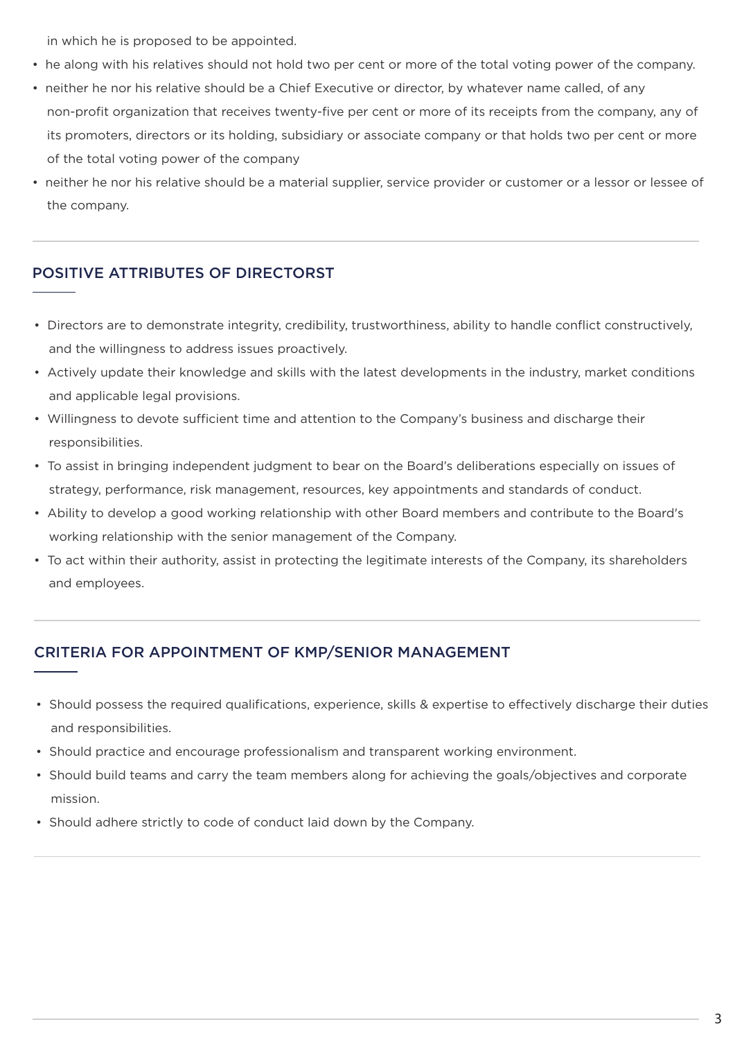in which he is proposed to be appointed.

- he along with his relatives should not hold two per cent or more of the total voting power of the company.
- neither he nor his relative should be a Chief Executive or director, by whatever name called, of any non-profit organization that receives twenty-five per cent or more of its receipts from the company, any of its promoters, directors or its holding, subsidiary or associate company or that holds two per cent or more of the total voting power of the company
- neither he nor his relative should be a material supplier, service provider or customer or a lessor or lessee of the company.

## POSITIVE ATTRIBUTES OF DIRECTORST

- Directors are to demonstrate integrity, credibility, trustworthiness, ability to handle conflict constructively, and the willingness to address issues proactively.
- Actively update their knowledge and skills with the latest developments in the industry, market conditions and applicable legal provisions.
- Willingness to devote sufficient time and attention to the Company's business and discharge their responsibilities.
- To assist in bringing independent judgment to bear on the Board's deliberations especially on issues of strategy, performance, risk management, resources, key appointments and standards of conduct.
- Ability to develop a good working relationship with other Board members and contribute to the Board's working relationship with the senior management of the Company.
- To act within their authority, assist in protecting the legitimate interests of the Company, its shareholders and employees.

## CRITERIA FOR APPOINTMENT OF KMP/SENIOR MANAGEMENT

- Should possess the required qualifications, experience, skills & expertise to effectively discharge their duties and responsibilities.
- Should practice and encourage professionalism and transparent working environment.
- Should build teams and carry the team members along for achieving the goals/objectives and corporate mission.
- Should adhere strictly to code of conduct laid down by the Company.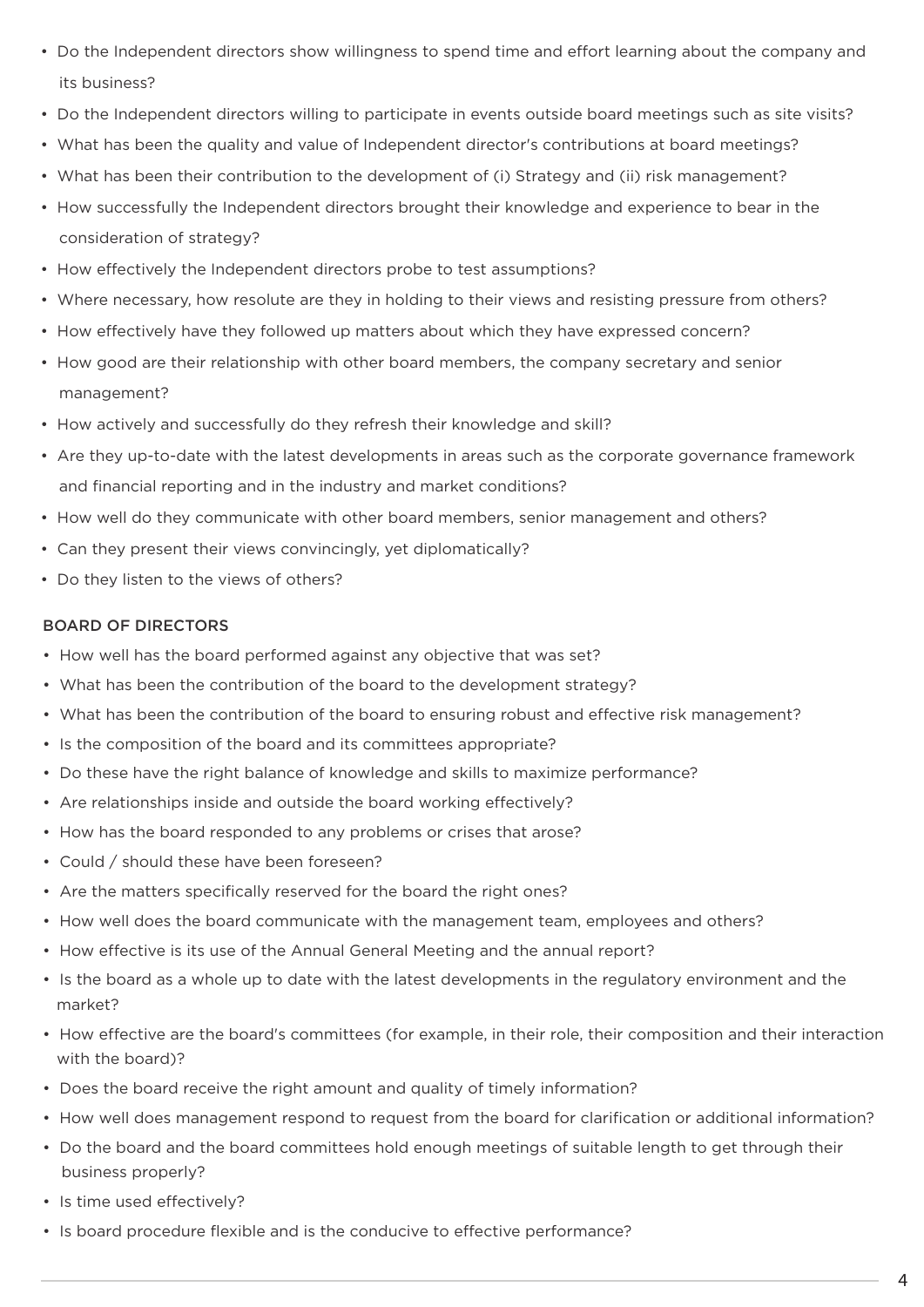- Do the Independent directors show willingness to spend time and effort learning about the company and its business?
- Do the Independent directors willing to participate in events outside board meetings such as site visits?
- What has been the quality and value of Independent director's contributions at board meetings?
- What has been their contribution to the development of (i) Strategy and (ii) risk management?
- How successfully the Independent directors brought their knowledge and experience to bear in the consideration of strategy?
- How effectively the Independent directors probe to test assumptions?
- Where necessary, how resolute are they in holding to their views and resisting pressure from others?
- How effectively have they followed up matters about which they have expressed concern?
- How good are their relationship with other board members, the company secretary and senior management?
- How actively and successfully do they refresh their knowledge and skill?
- Are they up-to-date with the latest developments in areas such as the corporate governance framework and financial reporting and in the industry and market conditions?
- How well do they communicate with other board members, senior management and others?
- Can they present their views convincingly, yet diplomatically?
- Do they listen to the views of others?

## BOARD OF DIRECTORS

- How well has the board performed against any objective that was set?
- What has been the contribution of the board to the development strategy?
- What has been the contribution of the board to ensuring robust and effective risk management?
- Is the composition of the board and its committees appropriate?
- Do these have the right balance of knowledge and skills to maximize performance?
- Are relationships inside and outside the board working effectively?
- How has the board responded to any problems or crises that arose?
- Could / should these have been foreseen?
- Are the matters specifically reserved for the board the right ones?
- How well does the board communicate with the management team, employees and others?
- How effective is its use of the Annual General Meeting and the annual report?
- Is the board as a whole up to date with the latest developments in the regulatory environment and the market?
- How effective are the board's committees (for example, in their role, their composition and their interaction with the board)?
- Does the board receive the right amount and quality of timely information?
- How well does management respond to request from the board for clarification or additional information?
- Do the board and the board committees hold enough meetings of suitable length to get through their business properly?
- Is time used effectively?
- Is board procedure flexible and is the conducive to effective performance?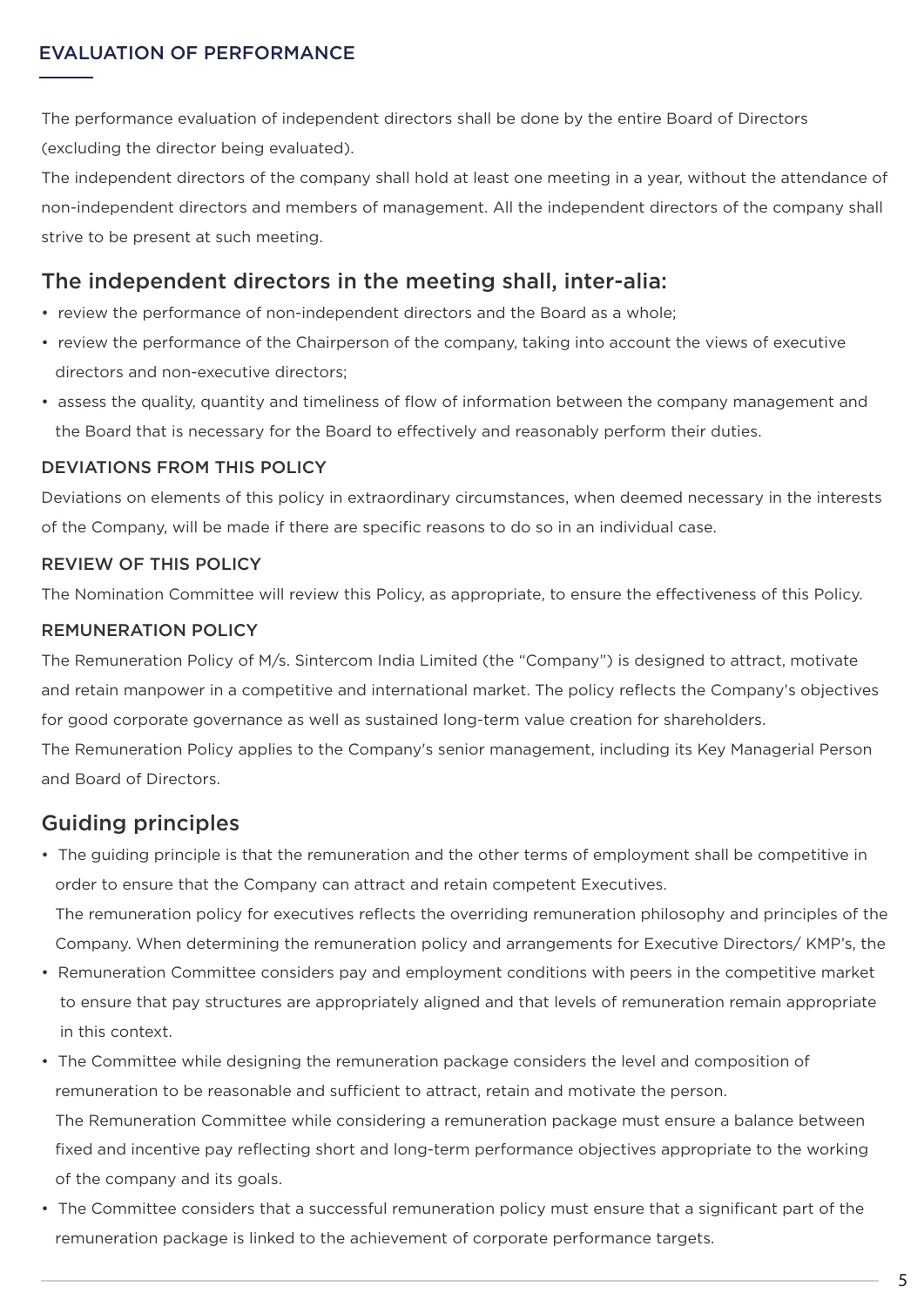## EVALUATION OF PERFORMANCE

The performance evaluation of independent directors shall be done by the entire Board of Directors (excluding the director being evaluated).

The independent directors of the company shall hold at least one meeting in a year, without the attendance of non-independent directors and members of management. All the independent directors of the company shall strive to be present at such meeting.

## The independent directors in the meeting shall, inter-alia:

- review the performance of non-independent directors and the Board as a whole;
- review the performance of the Chairperson of the company, taking into account the views of executive directors and non-executive directors;
- assess the quality, quantity and timeliness of flow of information between the company management and the Board that is necessary for the Board to effectively and reasonably perform their duties.

### DEVIATIONS FROM THIS POLICY

Deviations on elements of this policy in extraordinary circumstances, when deemed necessary in the interests of the Company, will be made if there are specific reasons to do so in an individual case.

### REVIEW OF THIS POLICY

The Nomination Committee will review this Policy, as appropriate, to ensure the effectiveness of this Policy.

### REMUNERATION POLICY

The Remuneration Policy of M/s. Sintercom India Limited (the "Company") is designed to attract, motivate and retain manpower in a competitive and international market. The policy reflects the Company's objectives for good corporate governance as well as sustained long-term value creation for shareholders.

The Remuneration Policy applies to the Company's senior management, including its Key Managerial Person and Board of Directors.

## Guiding principles

- The guiding principle is that the remuneration and the other terms of employment shall be competitive in order to ensure that the Company can attract and retain competent Executives.
  The remuneration policy for executives reflects the overriding remuneration philosophy and principles of the Company. When determining the remuneration policy and arrangements for Executive Directors/ KMP's, the
- Remuneration Committee considers pay and employment conditions with peers in the competitive market to ensure that pay structures are appropriately aligned and that levels of remuneration remain appropriate in this context.
- The Committee while designing the remuneration package considers the level and composition of remuneration to be reasonable and sufficient to attract, retain and motivate the person.
  The Remuneration Committee while considering a remuneration package must ensure a balance between fixed and incentive pay reflecting short and long-term performance objectives appropriate to the working of the company and its goals.
- The Committee considers that a successful remuneration policy must ensure that a significant part of the remuneration package is linked to the achievement of corporate performance targets.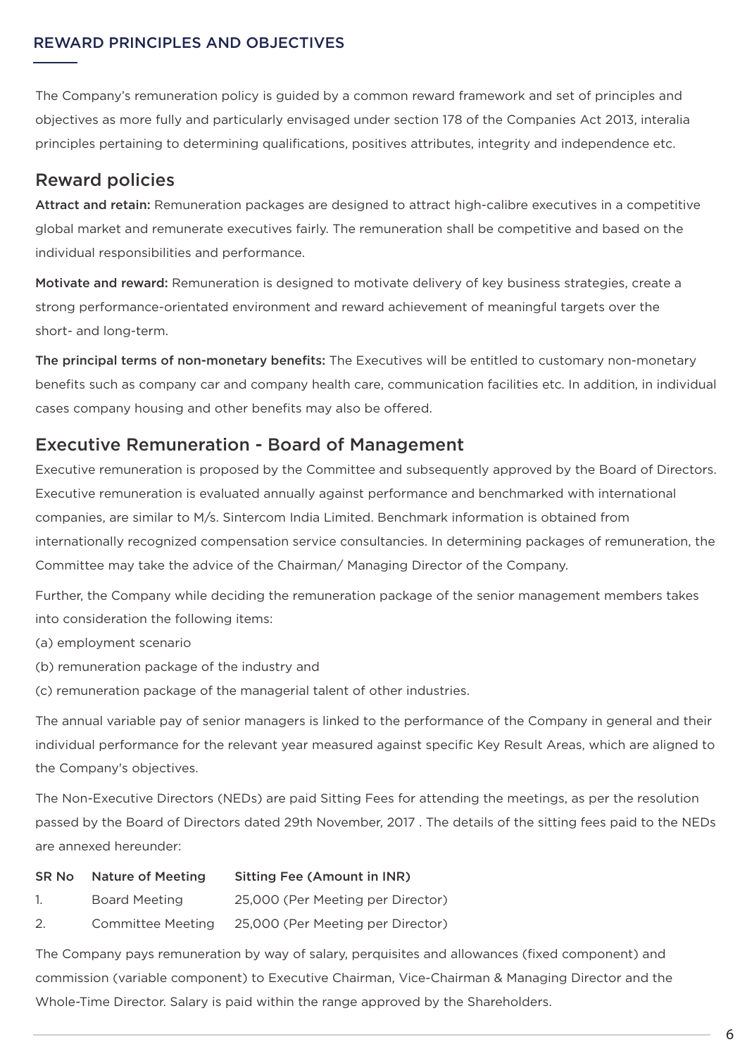## REWARD PRINCIPLES AND OBJECTIVES

The Company's remuneration policy is guided by a common reward framework and set of principles and objectives as more fully and particularly envisaged under section 178 of the Companies Act 2013, interalia principles pertaining to determining qualifications, positives attributes, integrity and independence etc.

## Reward policies

**Attract and retain:** Remuneration packages are designed to attract high-calibre executives in a competitive global market and remunerate executives fairly. The remuneration shall be competitive and based on the individual responsibilities and performance.

**Motivate and reward:** Remuneration is designed to motivate delivery of key business strategies, create a strong performance-orientated environment and reward achievement of meaningful targets over the short- and long-term.

**The principal terms of non-monetary benefits:** The Executives will be entitled to customary non-monetary benefits such as company car and company health care, communication facilities etc. In addition, in individual cases company housing and other benefits may also be offered.

## Executive Remuneration - Board of Management

Executive remuneration is proposed by the Committee and subsequently approved by the Board of Directors. Executive remuneration is evaluated annually against performance and benchmarked with international companies, are similar to M/s. Sintercom India Limited. Benchmark information is obtained from internationally recognized compensation service consultancies. In determining packages of remuneration, the Committee may take the advice of the Chairman/ Managing Director of the Company.

Further, the Company while deciding the remuneration package of the senior management members takes into consideration the following items:

(a) employment scenario

(b) remuneration package of the industry and

(c) remuneration package of the managerial talent of other industries.

The annual variable pay of senior managers is linked to the performance of the Company in general and their individual performance for the relevant year measured against specific Key Result Areas, which are aligned to the Company's objectives.

The Non-Executive Directors (NEDs) are paid Sitting Fees for attending the meetings, as per the resolution passed by the Board of Directors dated 29th November, 2017 . The details of the sitting fees paid to the NEDs are annexed hereunder:

| SR No | Nature of Meeting | Sitting Fee (Amount in INR) |
|---|---|---|
| 1. | Board Meeting | 25,000 (Per Meeting per Director) |
| 2. | Committee Meeting | 25,000 (Per Meeting per Director) |

The Company pays remuneration by way of salary, perquisites and allowances (fixed component) and commission (variable component) to Executive Chairman, Vice-Chairman & Managing Director and the Whole-Time Director. Salary is paid within the range approved by the Shareholders.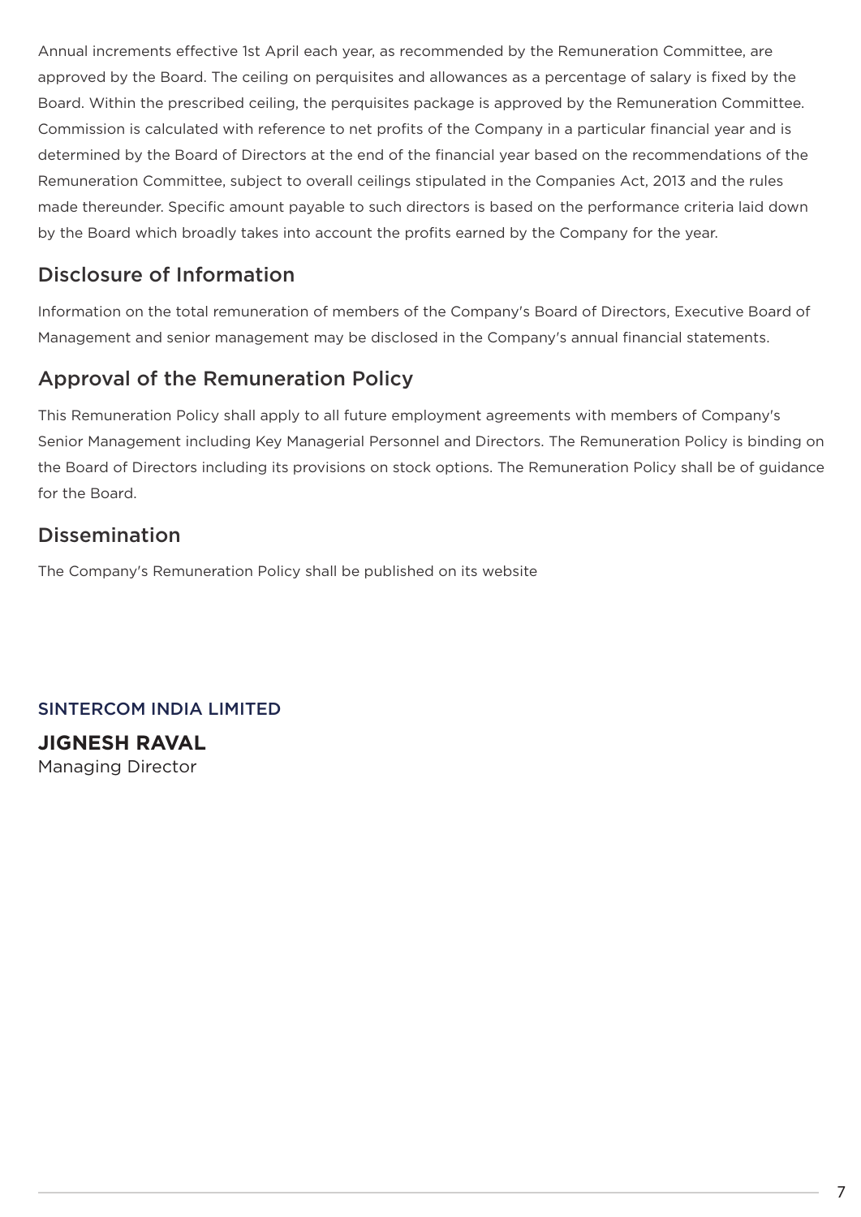Annual increments effective 1st April each year, as recommended by the Remuneration Committee, are approved by the Board. The ceiling on perquisites and allowances as a percentage of salary is fixed by the Board. Within the prescribed ceiling, the perquisites package is approved by the Remuneration Committee. Commission is calculated with reference to net profits of the Company in a particular financial year and is determined by the Board of Directors at the end of the financial year based on the recommendations of the Remuneration Committee, subject to overall ceilings stipulated in the Companies Act, 2013 and the rules made thereunder. Specific amount payable to such directors is based on the performance criteria laid down by the Board which broadly takes into account the profits earned by the Company for the year.

## Disclosure of Information

Information on the total remuneration of members of the Company's Board of Directors, Executive Board of Management and senior management may be disclosed in the Company's annual financial statements.

## Approval of the Remuneration Policy

This Remuneration Policy shall apply to all future employment agreements with members of Company's Senior Management including Key Managerial Personnel and Directors. The Remuneration Policy is binding on the Board of Directors including its provisions on stock options. The Remuneration Policy shall be of guidance for the Board.

## Dissemination

The Company's Remuneration Policy shall be published on its website

SINTERCOM INDIA LIMITED

**JIGNESH RAVAL**
Managing Director